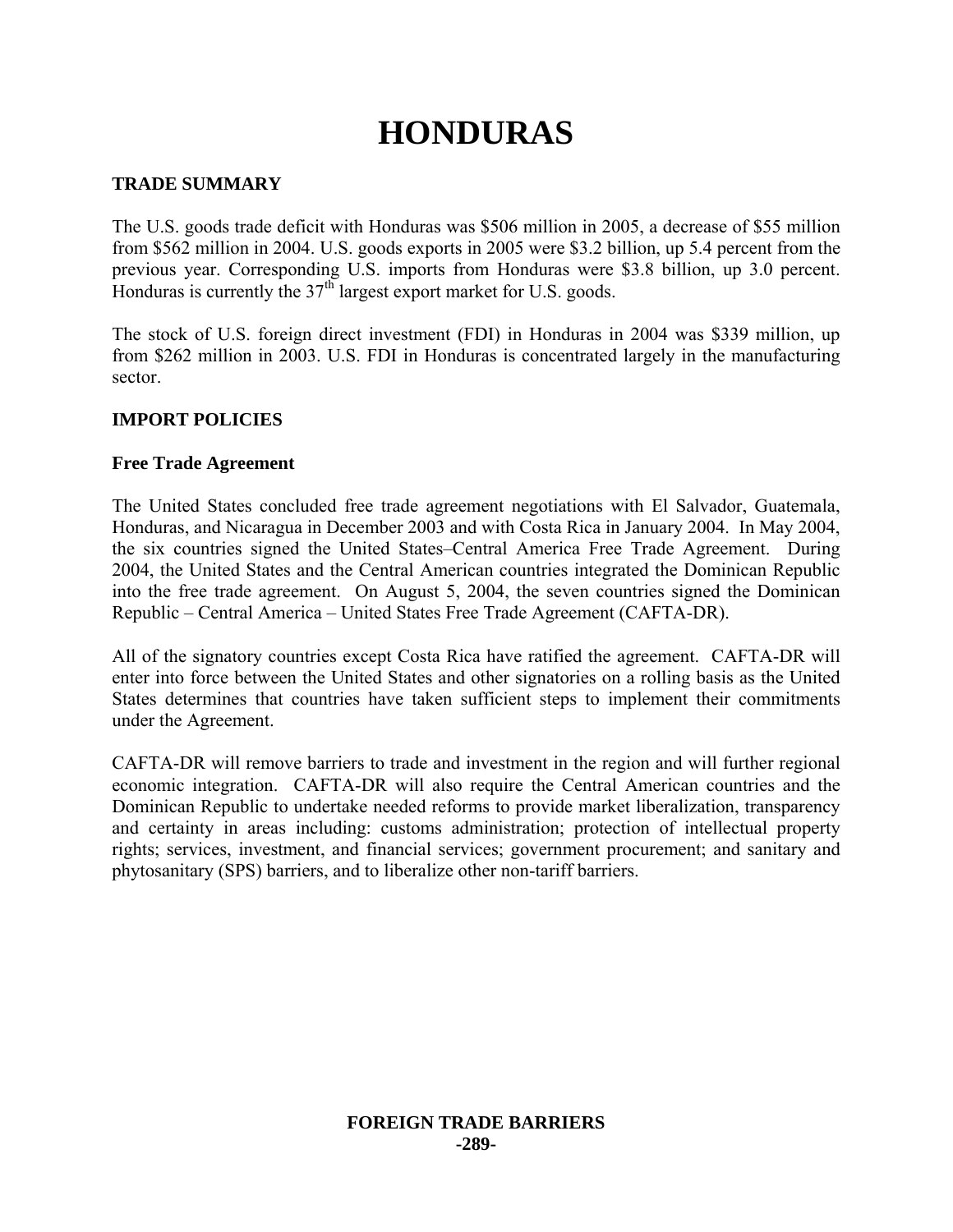# HONDURAS

## TRADE SUMMARY

The U.S. goods trade deficit with Honduras was $506 million in 2005, a decrease of $55 million from $562 million in 2004. U.S. goods exports in 2005 were $3.2 billion, up 5.4 percent from the previous year. Corresponding U.S. imports from Honduras were $3.8 billion, up 3.0 percent. Honduras is currently the 37th largest export market for U.S. goods.

The stock of U.S. foreign direct investment (FDI) in Honduras in 2004 was $339 million, up from $262 million in 2003. U.S. FDI in Honduras is concentrated largely in the manufacturing sector.

## IMPORT POLICIES

### Free Trade Agreement

The United States concluded free trade agreement negotiations with El Salvador, Guatemala, Honduras, and Nicaragua in December 2003 and with Costa Rica in January 2004. In May 2004, the six countries signed the United States–Central America Free Trade Agreement. During 2004, the United States and the Central American countries integrated the Dominican Republic into the free trade agreement. On August 5, 2004, the seven countries signed the Dominican Republic – Central America – United States Free Trade Agreement (CAFTA-DR).

All of the signatory countries except Costa Rica have ratified the agreement. CAFTA-DR will enter into force between the United States and other signatories on a rolling basis as the United States determines that countries have taken sufficient steps to implement their commitments under the Agreement.

CAFTA-DR will remove barriers to trade and investment in the region and will further regional economic integration. CAFTA-DR will also require the Central American countries and the Dominican Republic to undertake needed reforms to provide market liberalization, transparency and certainty in areas including: customs administration; protection of intellectual property rights; services, investment, and financial services; government procurement; and sanitary and phytosanitary (SPS) barriers, and to liberalize other non-tariff barriers.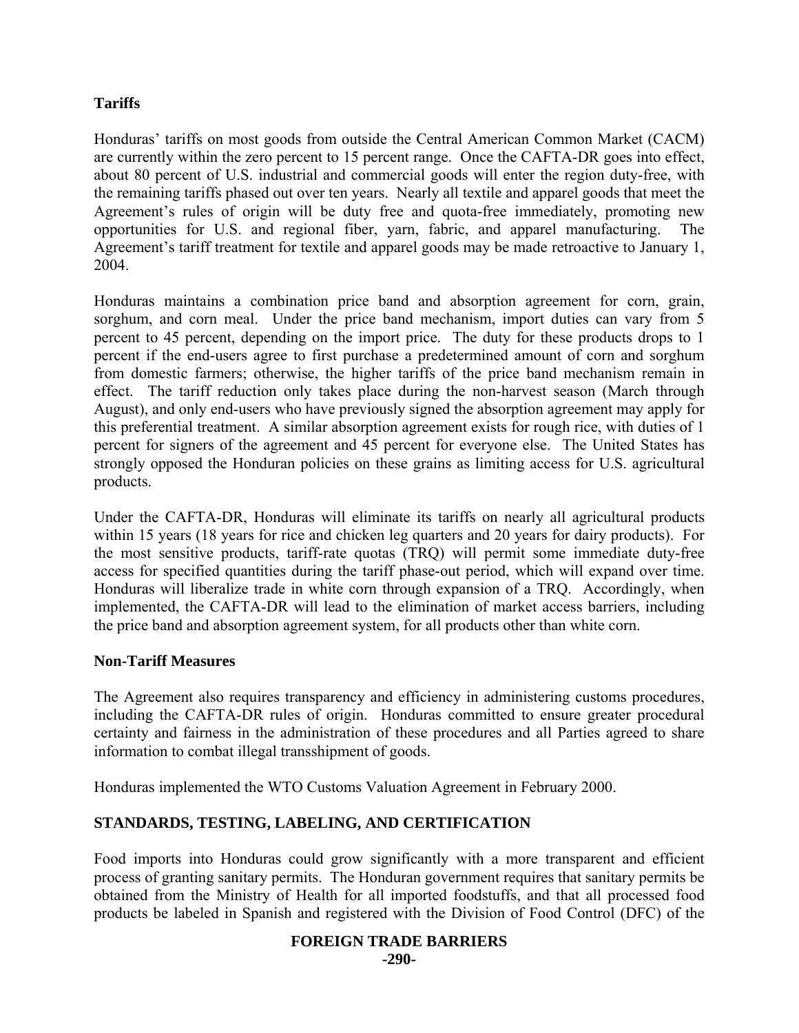**Tariffs**

Honduras' tariffs on most goods from outside the Central American Common Market (CACM) are currently within the zero percent to 15 percent range. Once the CAFTA-DR goes into effect, about 80 percent of U.S. industrial and commercial goods will enter the region duty-free, with the remaining tariffs phased out over ten years. Nearly all textile and apparel goods that meet the Agreement's rules of origin will be duty free and quota-free immediately, promoting new opportunities for U.S. and regional fiber, yarn, fabric, and apparel manufacturing. The Agreement's tariff treatment for textile and apparel goods may be made retroactive to January 1, 2004.

Honduras maintains a combination price band and absorption agreement for corn, grain, sorghum, and corn meal. Under the price band mechanism, import duties can vary from 5 percent to 45 percent, depending on the import price. The duty for these products drops to 1 percent if the end-users agree to first purchase a predetermined amount of corn and sorghum from domestic farmers; otherwise, the higher tariffs of the price band mechanism remain in effect. The tariff reduction only takes place during the non-harvest season (March through August), and only end-users who have previously signed the absorption agreement may apply for this preferential treatment. A similar absorption agreement exists for rough rice, with duties of 1 percent for signers of the agreement and 45 percent for everyone else. The United States has strongly opposed the Honduran policies on these grains as limiting access for U.S. agricultural products.

Under the CAFTA-DR, Honduras will eliminate its tariffs on nearly all agricultural products within 15 years (18 years for rice and chicken leg quarters and 20 years for dairy products). For the most sensitive products, tariff-rate quotas (TRQ) will permit some immediate duty-free access for specified quantities during the tariff phase-out period, which will expand over time. Honduras will liberalize trade in white corn through expansion of a TRQ. Accordingly, when implemented, the CAFTA-DR will lead to the elimination of market access barriers, including the price band and absorption agreement system, for all products other than white corn.

**Non-Tariff Measures**

The Agreement also requires transparency and efficiency in administering customs procedures, including the CAFTA-DR rules of origin. Honduras committed to ensure greater procedural certainty and fairness in the administration of these procedures and all Parties agreed to share information to combat illegal transshipment of goods.

Honduras implemented the WTO Customs Valuation Agreement in February 2000.

## STANDARDS, TESTING, LABELING, AND CERTIFICATION

Food imports into Honduras could grow significantly with a more transparent and efficient process of granting sanitary permits. The Honduran government requires that sanitary permits be obtained from the Ministry of Health for all imported foodstuffs, and that all processed food products be labeled in Spanish and registered with the Division of Food Control (DFC) of the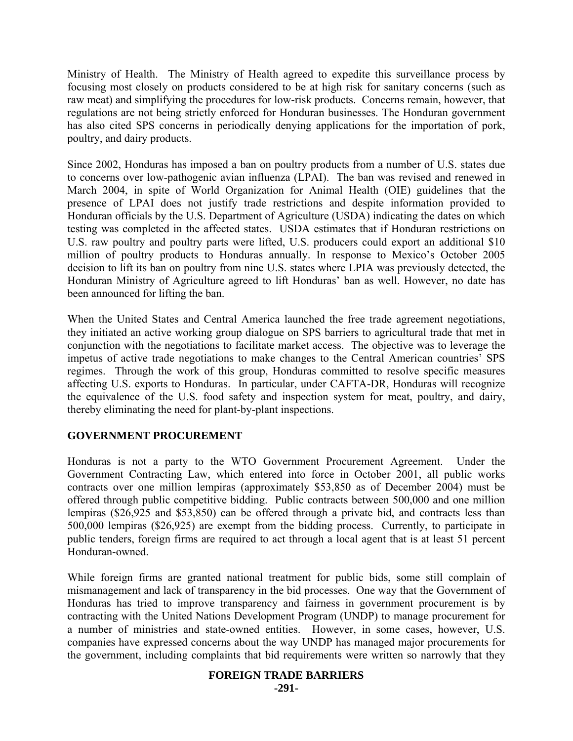Ministry of Health. The Ministry of Health agreed to expedite this surveillance process by focusing most closely on products considered to be at high risk for sanitary concerns (such as raw meat) and simplifying the procedures for low-risk products. Concerns remain, however, that regulations are not being strictly enforced for Honduran businesses. The Honduran government has also cited SPS concerns in periodically denying applications for the importation of pork, poultry, and dairy products.

Since 2002, Honduras has imposed a ban on poultry products from a number of U.S. states due to concerns over low-pathogenic avian influenza (LPAI). The ban was revised and renewed in March 2004, in spite of World Organization for Animal Health (OIE) guidelines that the presence of LPAI does not justify trade restrictions and despite information provided to Honduran officials by the U.S. Department of Agriculture (USDA) indicating the dates on which testing was completed in the affected states. USDA estimates that if Honduran restrictions on U.S. raw poultry and poultry parts were lifted, U.S. producers could export an additional $10 million of poultry products to Honduras annually. In response to Mexico's October 2005 decision to lift its ban on poultry from nine U.S. states where LPIA was previously detected, the Honduran Ministry of Agriculture agreed to lift Honduras' ban as well. However, no date has been announced for lifting the ban.

When the United States and Central America launched the free trade agreement negotiations, they initiated an active working group dialogue on SPS barriers to agricultural trade that met in conjunction with the negotiations to facilitate market access. The objective was to leverage the impetus of active trade negotiations to make changes to the Central American countries' SPS regimes. Through the work of this group, Honduras committed to resolve specific measures affecting U.S. exports to Honduras. In particular, under CAFTA-DR, Honduras will recognize the equivalence of the U.S. food safety and inspection system for meat, poultry, and dairy, thereby eliminating the need for plant-by-plant inspections.

## GOVERNMENT PROCUREMENT

Honduras is not a party to the WTO Government Procurement Agreement. Under the Government Contracting Law, which entered into force in October 2001, all public works contracts over one million lempiras (approximately $53,850 as of December 2004) must be offered through public competitive bidding. Public contracts between 500,000 and one million lempiras ($26,925 and $53,850) can be offered through a private bid, and contracts less than 500,000 lempiras ($26,925) are exempt from the bidding process. Currently, to participate in public tenders, foreign firms are required to act through a local agent that is at least 51 percent Honduran-owned.

While foreign firms are granted national treatment for public bids, some still complain of mismanagement and lack of transparency in the bid processes. One way that the Government of Honduras has tried to improve transparency and fairness in government procurement is by contracting with the United Nations Development Program (UNDP) to manage procurement for a number of ministries and state-owned entities. However, in some cases, however, U.S. companies have expressed concerns about the way UNDP has managed major procurements for the government, including complaints that bid requirements were written so narrowly that they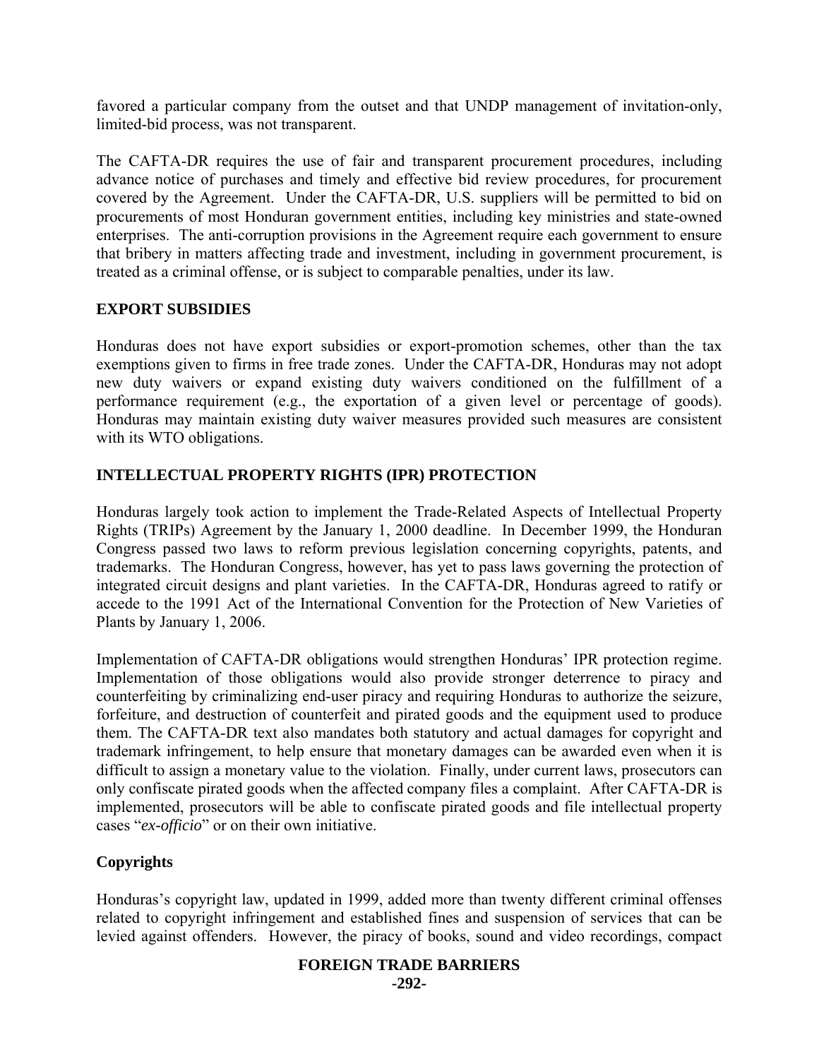favored a particular company from the outset and that UNDP management of invitation-only, limited-bid process, was not transparent.

The CAFTA-DR requires the use of fair and transparent procurement procedures, including advance notice of purchases and timely and effective bid review procedures, for procurement covered by the Agreement. Under the CAFTA-DR, U.S. suppliers will be permitted to bid on procurements of most Honduran government entities, including key ministries and state-owned enterprises. The anti-corruption provisions in the Agreement require each government to ensure that bribery in matters affecting trade and investment, including in government procurement, is treated as a criminal offense, or is subject to comparable penalties, under its law.

## EXPORT SUBSIDIES

Honduras does not have export subsidies or export-promotion schemes, other than the tax exemptions given to firms in free trade zones. Under the CAFTA-DR, Honduras may not adopt new duty waivers or expand existing duty waivers conditioned on the fulfillment of a performance requirement (e.g., the exportation of a given level or percentage of goods). Honduras may maintain existing duty waiver measures provided such measures are consistent with its WTO obligations.

## INTELLECTUAL PROPERTY RIGHTS (IPR) PROTECTION

Honduras largely took action to implement the Trade-Related Aspects of Intellectual Property Rights (TRIPs) Agreement by the January 1, 2000 deadline. In December 1999, the Honduran Congress passed two laws to reform previous legislation concerning copyrights, patents, and trademarks. The Honduran Congress, however, has yet to pass laws governing the protection of integrated circuit designs and plant varieties. In the CAFTA-DR, Honduras agreed to ratify or accede to the 1991 Act of the International Convention for the Protection of New Varieties of Plants by January 1, 2006.

Implementation of CAFTA-DR obligations would strengthen Honduras' IPR protection regime. Implementation of those obligations would also provide stronger deterrence to piracy and counterfeiting by criminalizing end-user piracy and requiring Honduras to authorize the seizure, forfeiture, and destruction of counterfeit and pirated goods and the equipment used to produce them. The CAFTA-DR text also mandates both statutory and actual damages for copyright and trademark infringement, to help ensure that monetary damages can be awarded even when it is difficult to assign a monetary value to the violation. Finally, under current laws, prosecutors can only confiscate pirated goods when the affected company files a complaint. After CAFTA-DR is implemented, prosecutors will be able to confiscate pirated goods and file intellectual property cases "*ex-officio*" or on their own initiative.

### Copyrights

Honduras's copyright law, updated in 1999, added more than twenty different criminal offenses related to copyright infringement and established fines and suspension of services that can be levied against offenders. However, the piracy of books, sound and video recordings, compact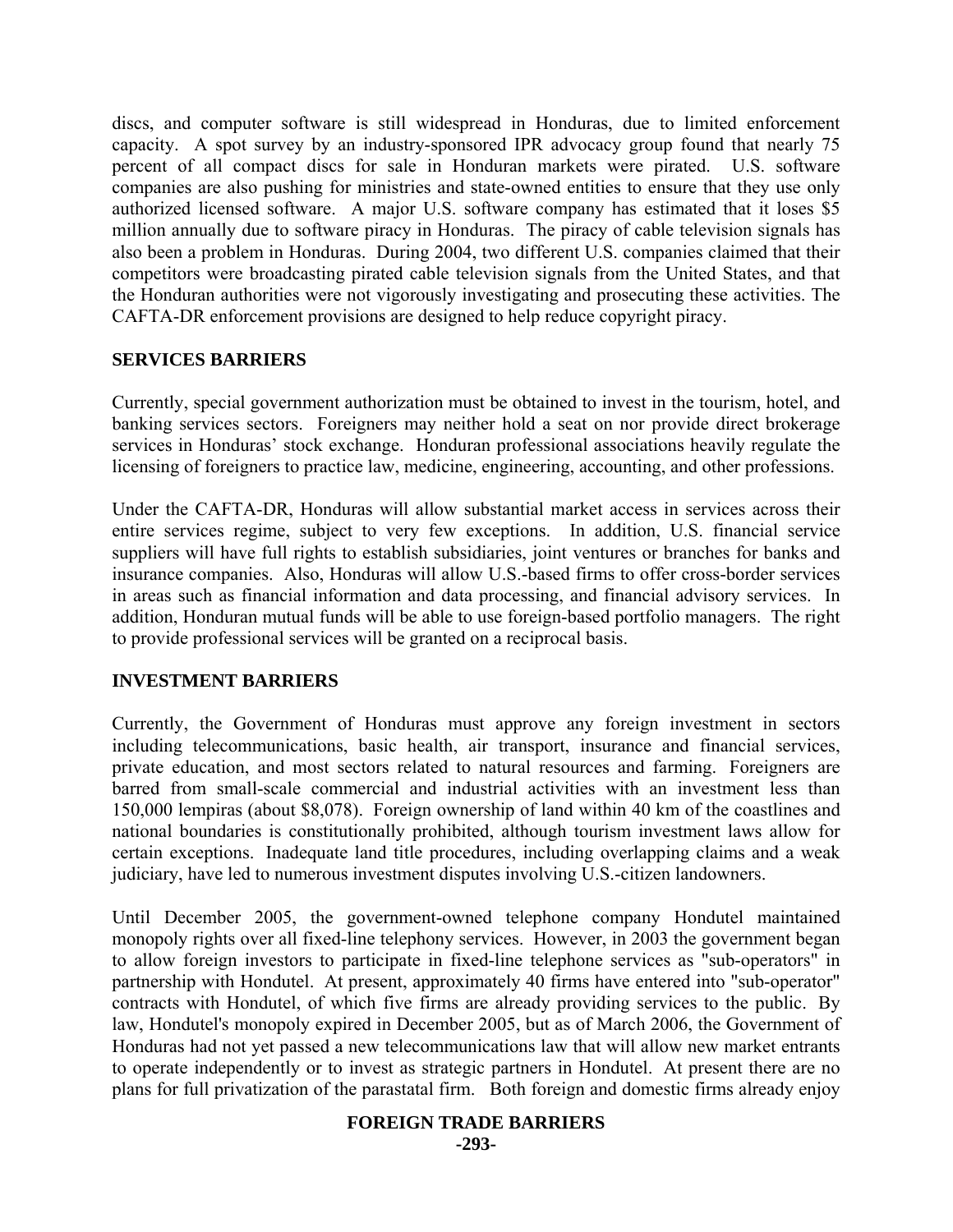discs, and computer software is still widespread in Honduras, due to limited enforcement capacity. A spot survey by an industry-sponsored IPR advocacy group found that nearly 75 percent of all compact discs for sale in Honduran markets were pirated. U.S. software companies are also pushing for ministries and state-owned entities to ensure that they use only authorized licensed software. A major U.S. software company has estimated that it loses $5 million annually due to software piracy in Honduras. The piracy of cable television signals has also been a problem in Honduras. During 2004, two different U.S. companies claimed that their competitors were broadcasting pirated cable television signals from the United States, and that the Honduran authorities were not vigorously investigating and prosecuting these activities. The CAFTA-DR enforcement provisions are designed to help reduce copyright piracy.

## SERVICES BARRIERS

Currently, special government authorization must be obtained to invest in the tourism, hotel, and banking services sectors. Foreigners may neither hold a seat on nor provide direct brokerage services in Honduras' stock exchange. Honduran professional associations heavily regulate the licensing of foreigners to practice law, medicine, engineering, accounting, and other professions.

Under the CAFTA-DR, Honduras will allow substantial market access in services across their entire services regime, subject to very few exceptions. In addition, U.S. financial service suppliers will have full rights to establish subsidiaries, joint ventures or branches for banks and insurance companies. Also, Honduras will allow U.S.-based firms to offer cross-border services in areas such as financial information and data processing, and financial advisory services. In addition, Honduran mutual funds will be able to use foreign-based portfolio managers. The right to provide professional services will be granted on a reciprocal basis.

## INVESTMENT BARRIERS

Currently, the Government of Honduras must approve any foreign investment in sectors including telecommunications, basic health, air transport, insurance and financial services, private education, and most sectors related to natural resources and farming. Foreigners are barred from small-scale commercial and industrial activities with an investment less than 150,000 lempiras (about $8,078). Foreign ownership of land within 40 km of the coastlines and national boundaries is constitutionally prohibited, although tourism investment laws allow for certain exceptions. Inadequate land title procedures, including overlapping claims and a weak judiciary, have led to numerous investment disputes involving U.S.-citizen landowners.

Until December 2005, the government-owned telephone company Hondutel maintained monopoly rights over all fixed-line telephony services. However, in 2003 the government began to allow foreign investors to participate in fixed-line telephone services as "sub-operators" in partnership with Hondutel. At present, approximately 40 firms have entered into "sub-operator" contracts with Hondutel, of which five firms are already providing services to the public. By law, Hondutel's monopoly expired in December 2005, but as of March 2006, the Government of Honduras had not yet passed a new telecommunications law that will allow new market entrants to operate independently or to invest as strategic partners in Hondutel. At present there are no plans for full privatization of the parastatal firm. Both foreign and domestic firms already enjoy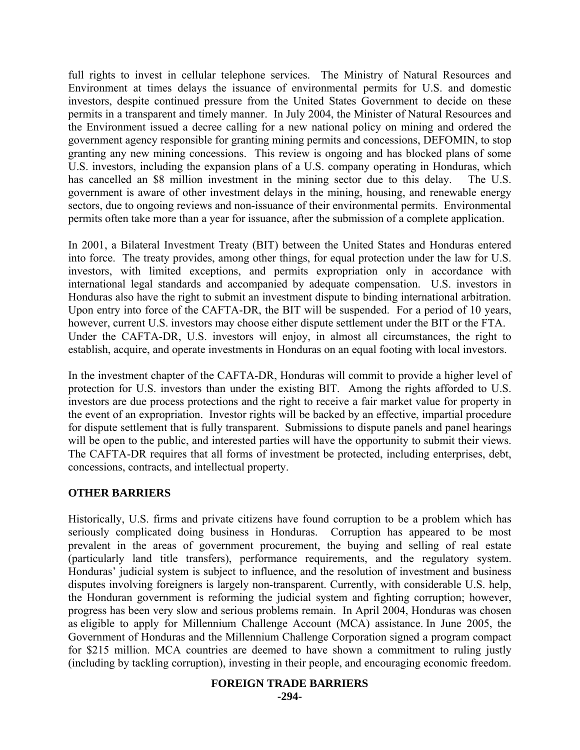full rights to invest in cellular telephone services. The Ministry of Natural Resources and Environment at times delays the issuance of environmental permits for U.S. and domestic investors, despite continued pressure from the United States Government to decide on these permits in a transparent and timely manner. In July 2004, the Minister of Natural Resources and the Environment issued a decree calling for a new national policy on mining and ordered the government agency responsible for granting mining permits and concessions, DEFOMIN, to stop granting any new mining concessions. This review is ongoing and has blocked plans of some U.S. investors, including the expansion plans of a U.S. company operating in Honduras, which has cancelled an $8 million investment in the mining sector due to this delay. The U.S. government is aware of other investment delays in the mining, housing, and renewable energy sectors, due to ongoing reviews and non-issuance of their environmental permits. Environmental permits often take more than a year for issuance, after the submission of a complete application.

In 2001, a Bilateral Investment Treaty (BIT) between the United States and Honduras entered into force. The treaty provides, among other things, for equal protection under the law for U.S. investors, with limited exceptions, and permits expropriation only in accordance with international legal standards and accompanied by adequate compensation. U.S. investors in Honduras also have the right to submit an investment dispute to binding international arbitration. Upon entry into force of the CAFTA-DR, the BIT will be suspended. For a period of 10 years, however, current U.S. investors may choose either dispute settlement under the BIT or the FTA. Under the CAFTA-DR, U.S. investors will enjoy, in almost all circumstances, the right to establish, acquire, and operate investments in Honduras on an equal footing with local investors.

In the investment chapter of the CAFTA-DR, Honduras will commit to provide a higher level of protection for U.S. investors than under the existing BIT. Among the rights afforded to U.S. investors are due process protections and the right to receive a fair market value for property in the event of an expropriation. Investor rights will be backed by an effective, impartial procedure for dispute settlement that is fully transparent. Submissions to dispute panels and panel hearings will be open to the public, and interested parties will have the opportunity to submit their views. The CAFTA-DR requires that all forms of investment be protected, including enterprises, debt, concessions, contracts, and intellectual property.

## OTHER BARRIERS

Historically, U.S. firms and private citizens have found corruption to be a problem which has seriously complicated doing business in Honduras. Corruption has appeared to be most prevalent in the areas of government procurement, the buying and selling of real estate (particularly land title transfers), performance requirements, and the regulatory system. Honduras' judicial system is subject to influence, and the resolution of investment and business disputes involving foreigners is largely non-transparent. Currently, with considerable U.S. help, the Honduran government is reforming the judicial system and fighting corruption; however, progress has been very slow and serious problems remain. In April 2004, Honduras was chosen as eligible to apply for Millennium Challenge Account (MCA) assistance. In June 2005, the Government of Honduras and the Millennium Challenge Corporation signed a program compact for $215 million. MCA countries are deemed to have shown a commitment to ruling justly (including by tackling corruption), investing in their people, and encouraging economic freedom.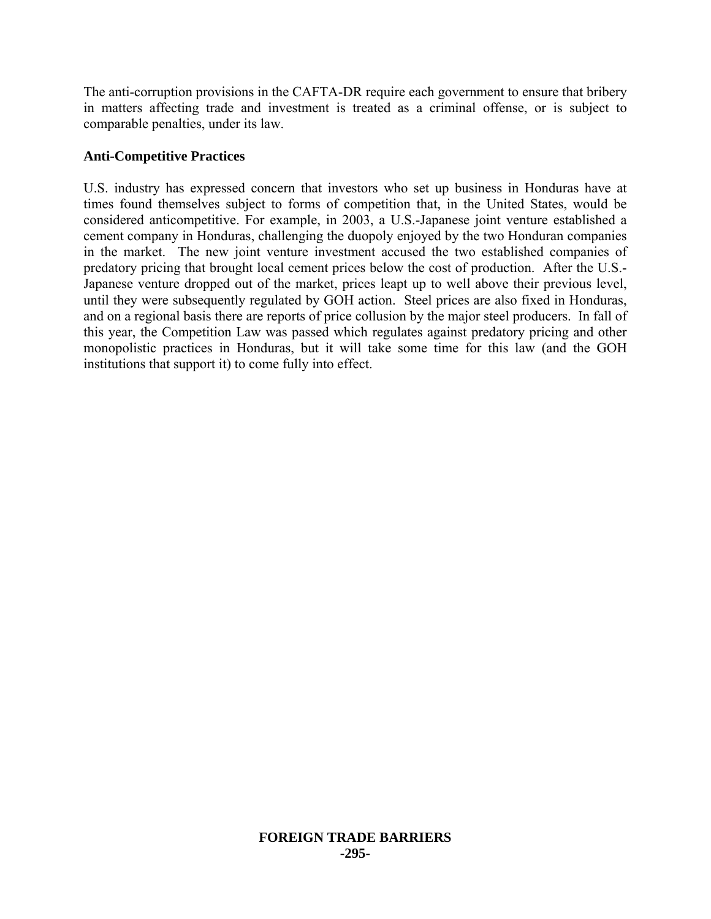The anti-corruption provisions in the CAFTA-DR require each government to ensure that bribery in matters affecting trade and investment is treated as a criminal offense, or is subject to comparable penalties, under its law.

**Anti-Competitive Practices**

U.S. industry has expressed concern that investors who set up business in Honduras have at times found themselves subject to forms of competition that, in the United States, would be considered anticompetitive. For example, in 2003, a U.S.-Japanese joint venture established a cement company in Honduras, challenging the duopoly enjoyed by the two Honduran companies in the market. The new joint venture investment accused the two established companies of predatory pricing that brought local cement prices below the cost of production. After the U.S.-Japanese venture dropped out of the market, prices leapt up to well above their previous level, until they were subsequently regulated by GOH action. Steel prices are also fixed in Honduras, and on a regional basis there are reports of price collusion by the major steel producers. In fall of this year, the Competition Law was passed which regulates against predatory pricing and other monopolistic practices in Honduras, but it will take some time for this law (and the GOH institutions that support it) to come fully into effect.